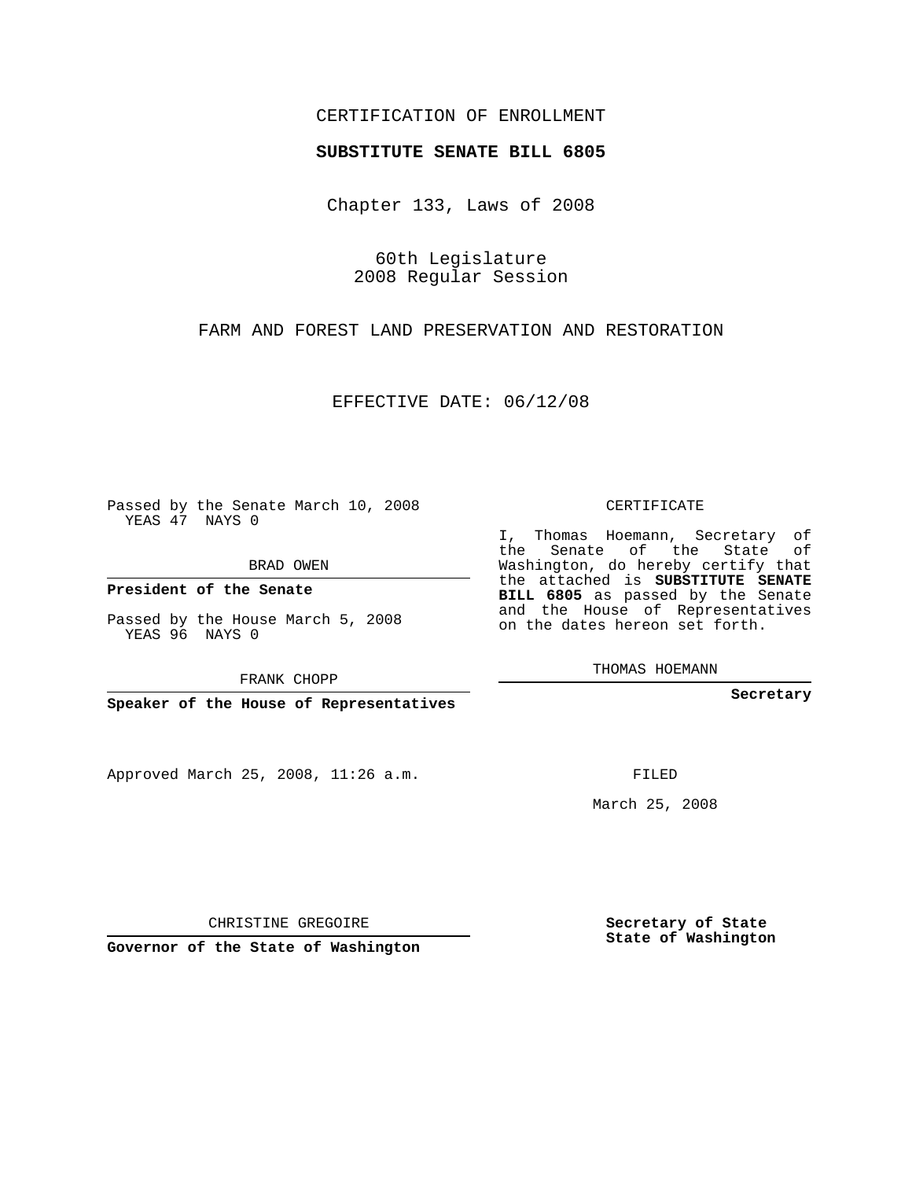CERTIFICATION OF ENROLLMENT

**SUBSTITUTE SENATE BILL 6805**

Chapter 133, Laws of 2008

60th Legislature
2008 Regular Session

FARM AND FOREST LAND PRESERVATION AND RESTORATION

EFFECTIVE DATE: 06/12/08

Passed by the Senate March 10, 2008
YEAS 47 NAYS 0

BRAD OWEN

**President of the Senate**

Passed by the House March 5, 2008
YEAS 96 NAYS 0

FRANK CHOPP

**Speaker of the House of Representatives**

CERTIFICATE

I, Thomas Hoemann, Secretary of the Senate of the State of Washington, do hereby certify that the attached is **SUBSTITUTE SENATE BILL 6805** as passed by the Senate and the House of Representatives on the dates hereon set forth.

THOMAS HOEMANN

**Secretary**

Approved March 25, 2008, 11:26 a.m.

FILED

March 25, 2008

CHRISTINE GREGOIRE

**Governor of the State of Washington**

**Secretary of State**
**State of Washington**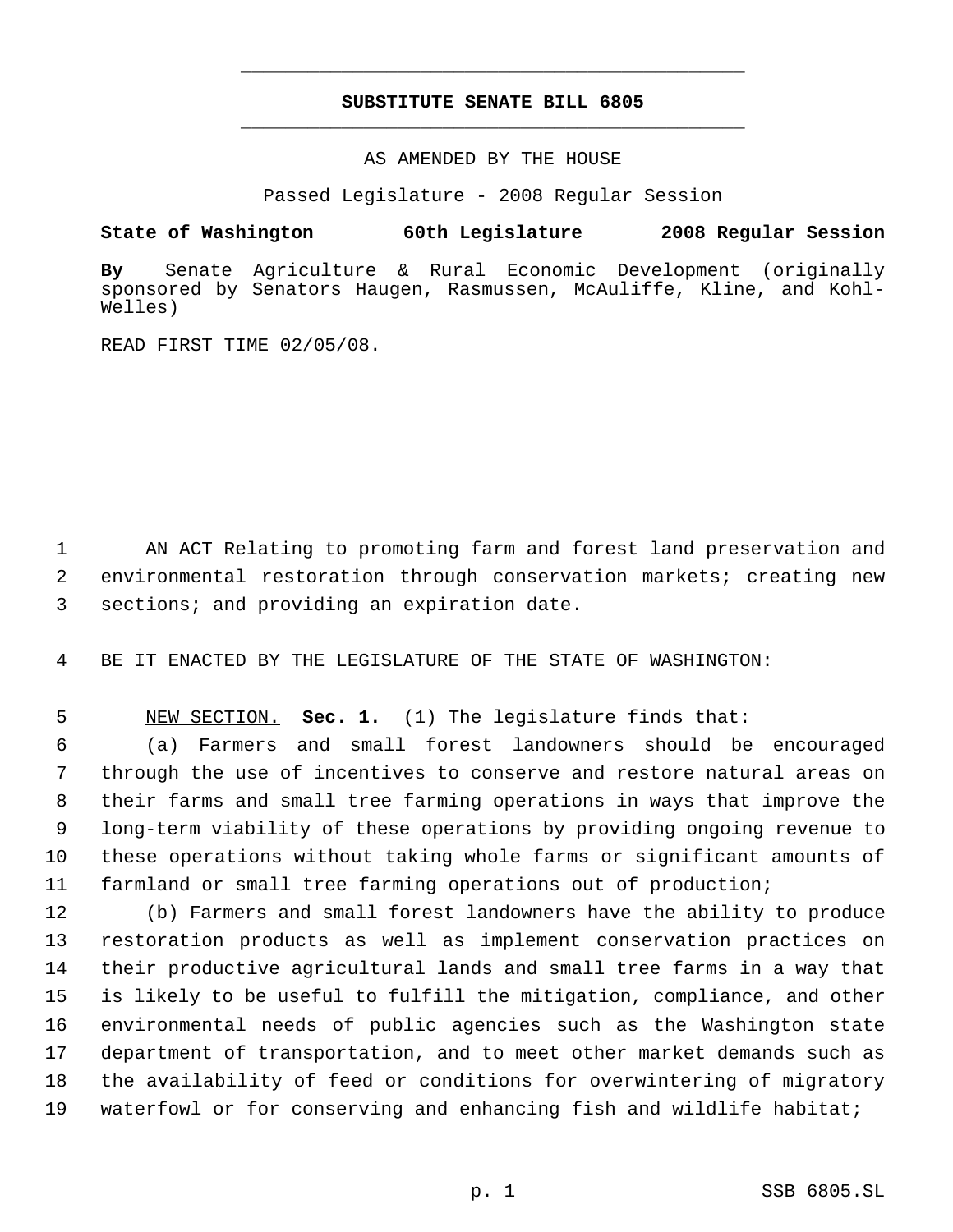# SUBSTITUTE SENATE BILL 6805

AS AMENDED BY THE HOUSE

Passed Legislature - 2008 Regular Session

**State of Washington 60th Legislature 2008 Regular Session**

**By** Senate Agriculture & Rural Economic Development (originally sponsored by Senators Haugen, Rasmussen, McAuliffe, Kline, and Kohl-Welles)

READ FIRST TIME 02/05/08.

AN ACT Relating to promoting farm and forest land preservation and environmental restoration through conservation markets; creating new sections; and providing an expiration date.

BE IT ENACTED BY THE LEGISLATURE OF THE STATE OF WASHINGTON:

NEW SECTION. **Sec. 1.** (1) The legislature finds that:

(a) Farmers and small forest landowners should be encouraged through the use of incentives to conserve and restore natural areas on their farms and small tree farming operations in ways that improve the long-term viability of these operations by providing ongoing revenue to these operations without taking whole farms or significant amounts of farmland or small tree farming operations out of production;

(b) Farmers and small forest landowners have the ability to produce restoration products as well as implement conservation practices on their productive agricultural lands and small tree farms in a way that is likely to be useful to fulfill the mitigation, compliance, and other environmental needs of public agencies such as the Washington state department of transportation, and to meet other market demands such as the availability of feed or conditions for overwintering of migratory waterfowl or for conserving and enhancing fish and wildlife habitat;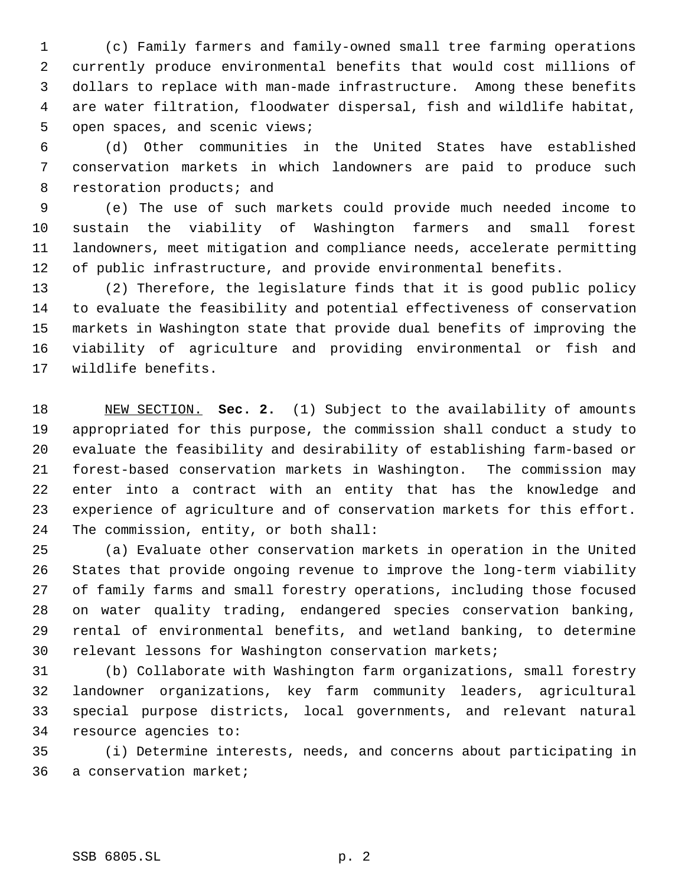(c) Family farmers and family-owned small tree farming operations currently produce environmental benefits that would cost millions of dollars to replace with man-made infrastructure. Among these benefits are water filtration, floodwater dispersal, fish and wildlife habitat, open spaces, and scenic views;

(d) Other communities in the United States have established conservation markets in which landowners are paid to produce such restoration products; and

(e) The use of such markets could provide much needed income to sustain the viability of Washington farmers and small forest landowners, meet mitigation and compliance needs, accelerate permitting of public infrastructure, and provide environmental benefits.

(2) Therefore, the legislature finds that it is good public policy to evaluate the feasibility and potential effectiveness of conservation markets in Washington state that provide dual benefits of improving the viability of agriculture and providing environmental or fish and wildlife benefits.

NEW SECTION. **Sec. 2.** (1) Subject to the availability of amounts appropriated for this purpose, the commission shall conduct a study to evaluate the feasibility and desirability of establishing farm-based or forest-based conservation markets in Washington. The commission may enter into a contract with an entity that has the knowledge and experience of agriculture and of conservation markets for this effort. The commission, entity, or both shall:

(a) Evaluate other conservation markets in operation in the United States that provide ongoing revenue to improve the long-term viability of family farms and small forestry operations, including those focused on water quality trading, endangered species conservation banking, rental of environmental benefits, and wetland banking, to determine relevant lessons for Washington conservation markets;

(b) Collaborate with Washington farm organizations, small forestry landowner organizations, key farm community leaders, agricultural special purpose districts, local governments, and relevant natural resource agencies to:

(i) Determine interests, needs, and concerns about participating in a conservation market;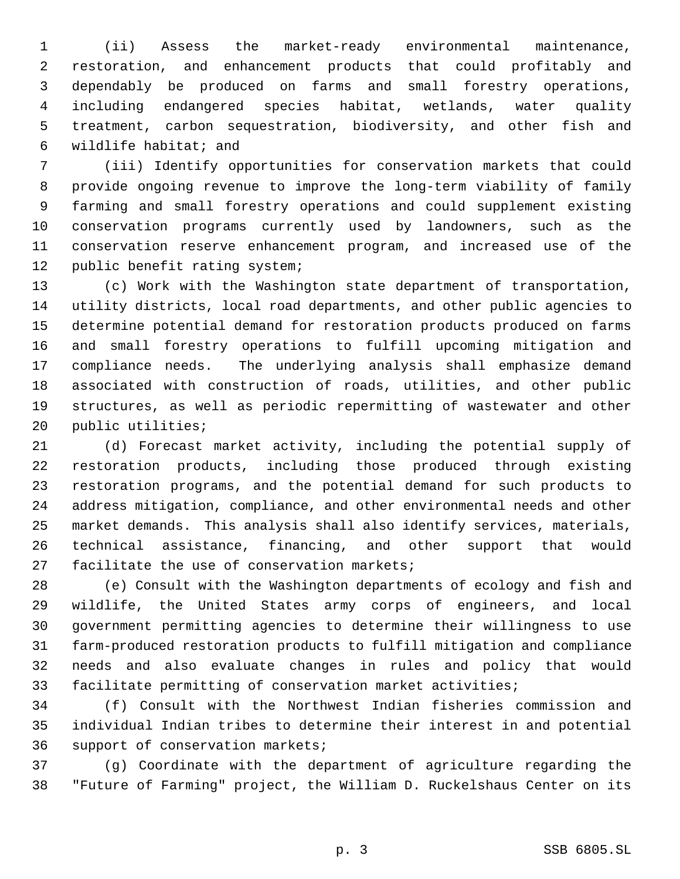(ii) Assess the market-ready environmental maintenance, restoration, and enhancement products that could profitably and dependably be produced on farms and small forestry operations, including endangered species habitat, wetlands, water quality treatment, carbon sequestration, biodiversity, and other fish and wildlife habitat; and

(iii) Identify opportunities for conservation markets that could provide ongoing revenue to improve the long-term viability of family farming and small forestry operations and could supplement existing conservation programs currently used by landowners, such as the conservation reserve enhancement program, and increased use of the public benefit rating system;

(c) Work with the Washington state department of transportation, utility districts, local road departments, and other public agencies to determine potential demand for restoration products produced on farms and small forestry operations to fulfill upcoming mitigation and compliance needs. The underlying analysis shall emphasize demand associated with construction of roads, utilities, and other public structures, as well as periodic repermitting of wastewater and other public utilities;

(d) Forecast market activity, including the potential supply of restoration products, including those produced through existing restoration programs, and the potential demand for such products to address mitigation, compliance, and other environmental needs and other market demands. This analysis shall also identify services, materials, technical assistance, financing, and other support that would facilitate the use of conservation markets;

(e) Consult with the Washington departments of ecology and fish and wildlife, the United States army corps of engineers, and local government permitting agencies to determine their willingness to use farm-produced restoration products to fulfill mitigation and compliance needs and also evaluate changes in rules and policy that would facilitate permitting of conservation market activities;

(f) Consult with the Northwest Indian fisheries commission and individual Indian tribes to determine their interest in and potential support of conservation markets;

(g) Coordinate with the department of agriculture regarding the "Future of Farming" project, the William D. Ruckelshaus Center on its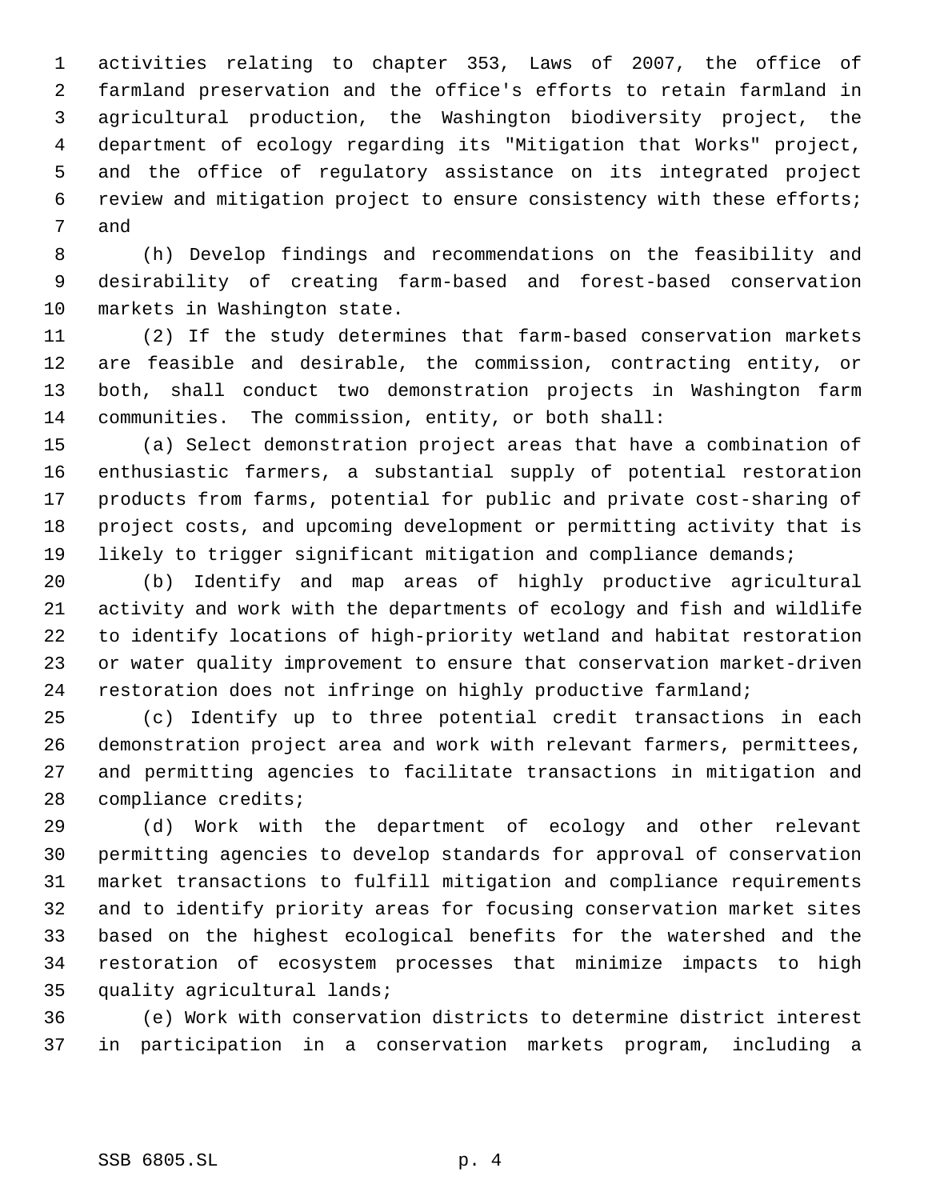activities relating to chapter 353, Laws of 2007, the office of farmland preservation and the office's efforts to retain farmland in agricultural production, the Washington biodiversity project, the department of ecology regarding its "Mitigation that Works" project, and the office of regulatory assistance on its integrated project review and mitigation project to ensure consistency with these efforts; and

(h) Develop findings and recommendations on the feasibility and desirability of creating farm-based and forest-based conservation markets in Washington state.

(2) If the study determines that farm-based conservation markets are feasible and desirable, the commission, contracting entity, or both, shall conduct two demonstration projects in Washington farm communities. The commission, entity, or both shall:

(a) Select demonstration project areas that have a combination of enthusiastic farmers, a substantial supply of potential restoration products from farms, potential for public and private cost-sharing of project costs, and upcoming development or permitting activity that is likely to trigger significant mitigation and compliance demands;

(b) Identify and map areas of highly productive agricultural activity and work with the departments of ecology and fish and wildlife to identify locations of high-priority wetland and habitat restoration or water quality improvement to ensure that conservation market-driven restoration does not infringe on highly productive farmland;

(c) Identify up to three potential credit transactions in each demonstration project area and work with relevant farmers, permittees, and permitting agencies to facilitate transactions in mitigation and compliance credits;

(d) Work with the department of ecology and other relevant permitting agencies to develop standards for approval of conservation market transactions to fulfill mitigation and compliance requirements and to identify priority areas for focusing conservation market sites based on the highest ecological benefits for the watershed and the restoration of ecosystem processes that minimize impacts to high quality agricultural lands;

(e) Work with conservation districts to determine district interest in participation in a conservation markets program, including a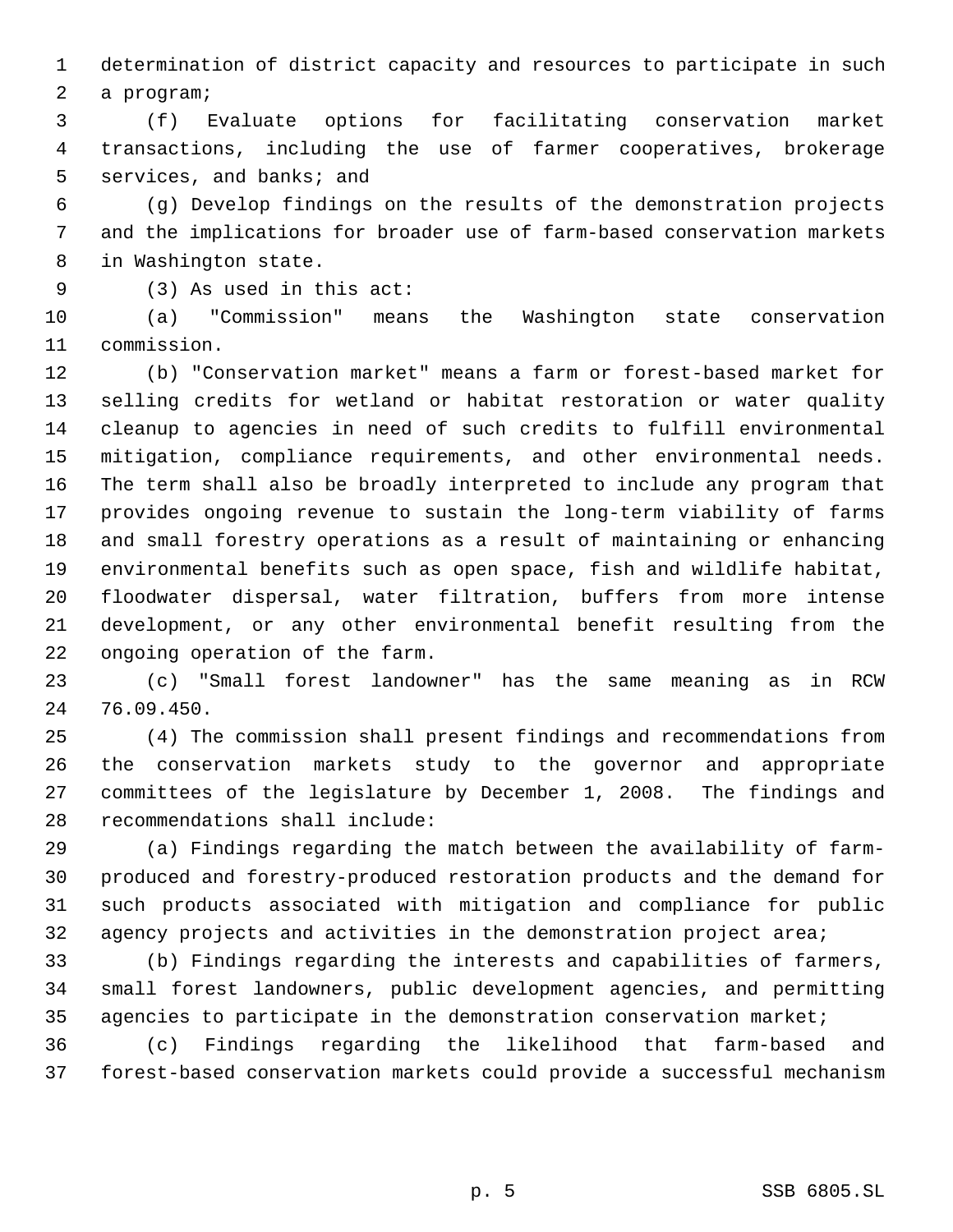determination of district capacity and resources to participate in such a program;

(f) Evaluate options for facilitating conservation market transactions, including the use of farmer cooperatives, brokerage services, and banks; and

(g) Develop findings on the results of the demonstration projects and the implications for broader use of farm-based conservation markets in Washington state.

(3) As used in this act:

(a) "Commission" means the Washington state conservation commission.

(b) "Conservation market" means a farm or forest-based market for selling credits for wetland or habitat restoration or water quality cleanup to agencies in need of such credits to fulfill environmental mitigation, compliance requirements, and other environmental needs. The term shall also be broadly interpreted to include any program that provides ongoing revenue to sustain the long-term viability of farms and small forestry operations as a result of maintaining or enhancing environmental benefits such as open space, fish and wildlife habitat, floodwater dispersal, water filtration, buffers from more intense development, or any other environmental benefit resulting from the ongoing operation of the farm.

(c) "Small forest landowner" has the same meaning as in RCW 76.09.450.

(4) The commission shall present findings and recommendations from the conservation markets study to the governor and appropriate committees of the legislature by December 1, 2008. The findings and recommendations shall include:

(a) Findings regarding the match between the availability of farm-produced and forestry-produced restoration products and the demand for such products associated with mitigation and compliance for public agency projects and activities in the demonstration project area;

(b) Findings regarding the interests and capabilities of farmers, small forest landowners, public development agencies, and permitting agencies to participate in the demonstration conservation market;

(c) Findings regarding the likelihood that farm-based and forest-based conservation markets could provide a successful mechanism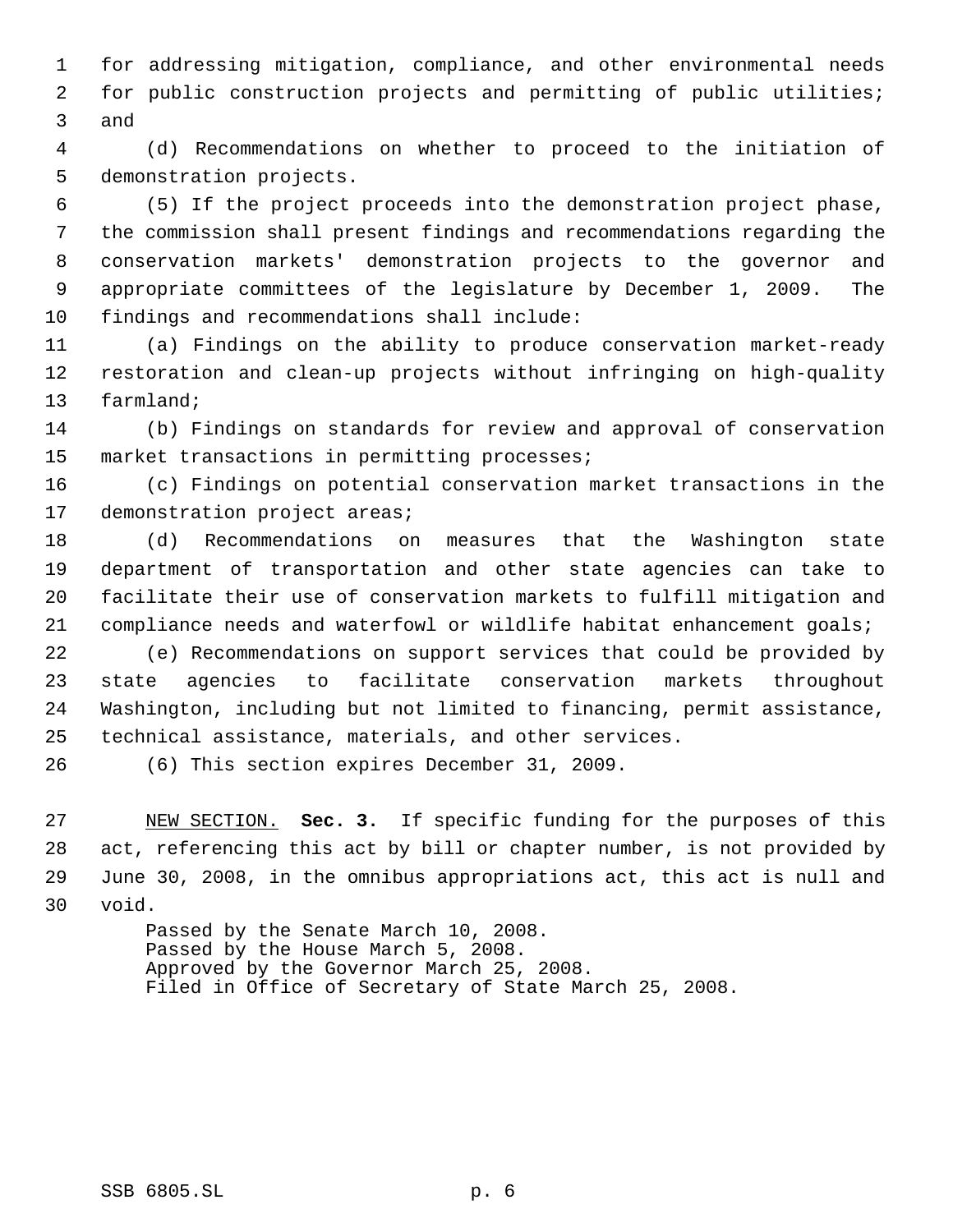for addressing mitigation, compliance, and other environmental needs for public construction projects and permitting of public utilities; and

(d) Recommendations on whether to proceed to the initiation of demonstration projects.

(5) If the project proceeds into the demonstration project phase, the commission shall present findings and recommendations regarding the conservation markets' demonstration projects to the governor and appropriate committees of the legislature by December 1, 2009. The findings and recommendations shall include:

(a) Findings on the ability to produce conservation market-ready restoration and clean-up projects without infringing on high-quality farmland;

(b) Findings on standards for review and approval of conservation market transactions in permitting processes;

(c) Findings on potential conservation market transactions in the demonstration project areas;

(d) Recommendations on measures that the Washington state department of transportation and other state agencies can take to facilitate their use of conservation markets to fulfill mitigation and compliance needs and waterfowl or wildlife habitat enhancement goals;

(e) Recommendations on support services that could be provided by state agencies to facilitate conservation markets throughout Washington, including but not limited to financing, permit assistance, technical assistance, materials, and other services.

(6) This section expires December 31, 2009.

NEW SECTION. **Sec. 3.** If specific funding for the purposes of this act, referencing this act by bill or chapter number, is not provided by June 30, 2008, in the omnibus appropriations act, this act is null and void.

Passed by the Senate March 10, 2008.
Passed by the House March 5, 2008.
Approved by the Governor March 25, 2008.
Filed in Office of Secretary of State March 25, 2008.